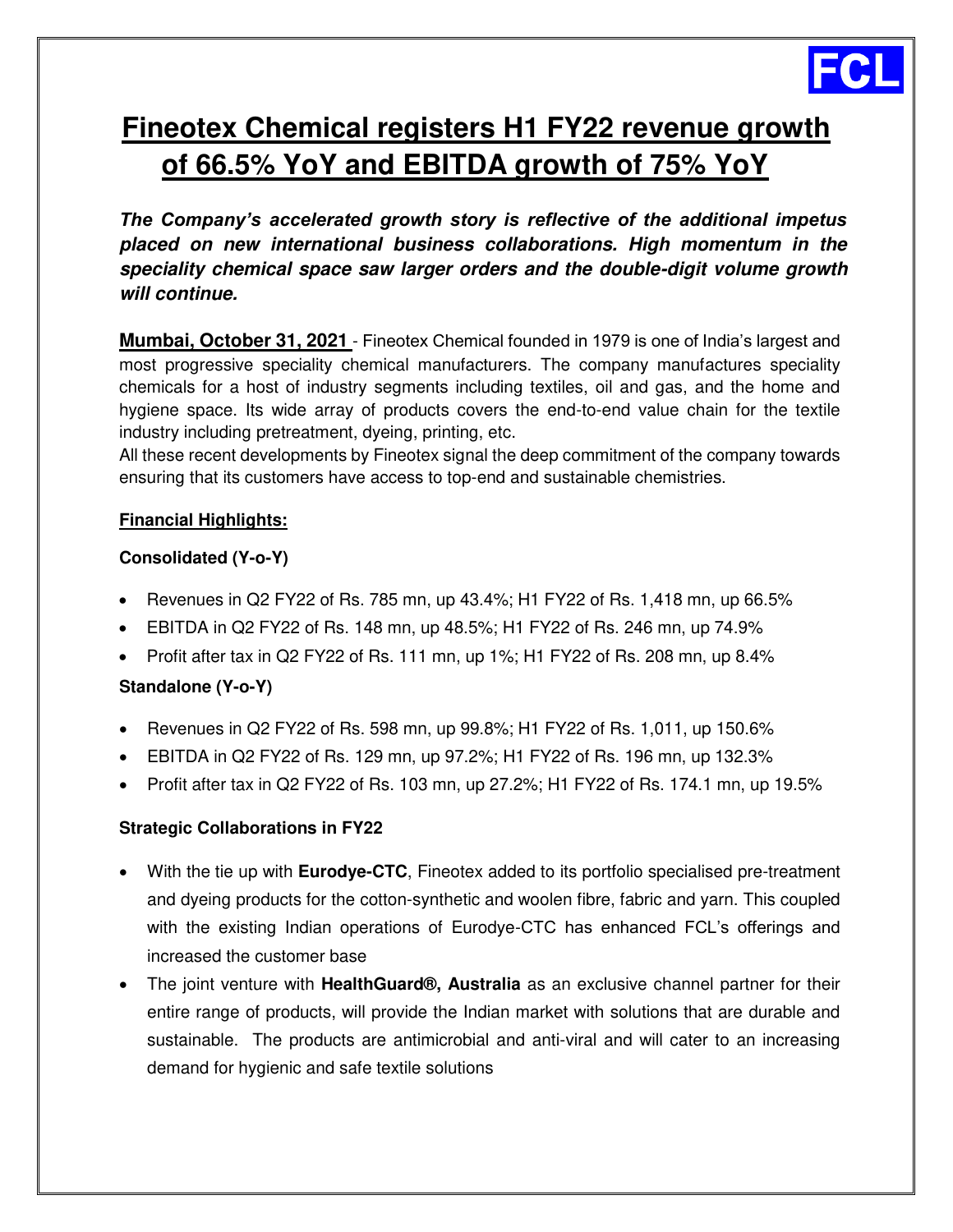FCL

# Fineotex Chemical registers H1 FY22 revenue growth of 66.5% YoY and EBITDA growth of 75% YoY

***The Company's accelerated growth story is reflective of the additional impetus placed on new international business collaborations. High momentum in the speciality chemical space saw larger orders and the double-digit volume growth will continue.***

**Mumbai, October 31, 2021** - Fineotex Chemical founded in 1979 is one of India's largest and most progressive speciality chemical manufacturers. The company manufactures speciality chemicals for a host of industry segments including textiles, oil and gas, and the home and hygiene space. Its wide array of products covers the end-to-end value chain for the textile industry including pretreatment, dyeing, printing, etc.

All these recent developments by Fineotex signal the deep commitment of the company towards ensuring that its customers have access to top-end and sustainable chemistries.

**Financial Highlights:**

**Consolidated (Y-o-Y)**

- Revenues in Q2 FY22 of Rs. 785 mn, up 43.4%; H1 FY22 of Rs. 1,418 mn, up 66.5%
- EBITDA in Q2 FY22 of Rs. 148 mn, up 48.5%; H1 FY22 of Rs. 246 mn, up 74.9%
- Profit after tax in Q2 FY22 of Rs. 111 mn, up 1%; H1 FY22 of Rs. 208 mn, up 8.4%

**Standalone (Y-o-Y)**

- Revenues in Q2 FY22 of Rs. 598 mn, up 99.8%; H1 FY22 of Rs. 1,011, up 150.6%
- EBITDA in Q2 FY22 of Rs. 129 mn, up 97.2%; H1 FY22 of Rs. 196 mn, up 132.3%
- Profit after tax in Q2 FY22 of Rs. 103 mn, up 27.2%; H1 FY22 of Rs. 174.1 mn, up 19.5%

**Strategic Collaborations in FY22**

- With the tie up with **Eurodye-CTC**, Fineotex added to its portfolio specialised pre-treatment and dyeing products for the cotton-synthetic and woolen fibre, fabric and yarn. This coupled with the existing Indian operations of Eurodye-CTC has enhanced FCL's offerings and increased the customer base
- The joint venture with **HealthGuard®, Australia** as an exclusive channel partner for their entire range of products, will provide the Indian market with solutions that are durable and sustainable. The products are antimicrobial and anti-viral and will cater to an increasing demand for hygienic and safe textile solutions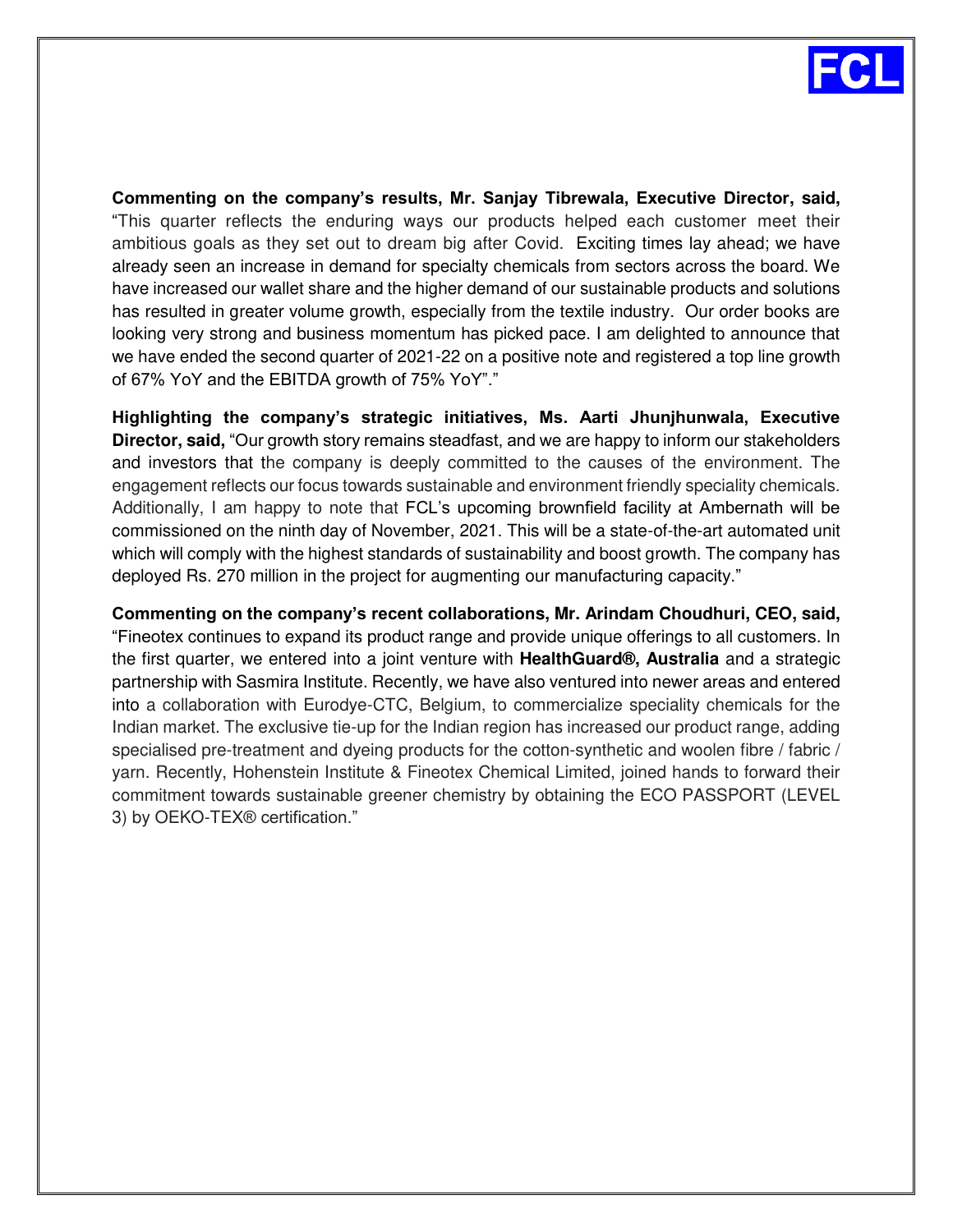**Commenting on the company's results, Mr. Sanjay Tibrewala, Executive Director, said,** "This quarter reflects the enduring ways our products helped each customer meet their ambitious goals as they set out to dream big after Covid. Exciting times lay ahead; we have already seen an increase in demand for specialty chemicals from sectors across the board. We have increased our wallet share and the higher demand of our sustainable products and solutions has resulted in greater volume growth, especially from the textile industry. Our order books are looking very strong and business momentum has picked pace. I am delighted to announce that we have ended the second quarter of 2021-22 on a positive note and registered a top line growth of 67% YoY and the EBITDA growth of 75% YoY"."

**Highlighting the company's strategic initiatives, Ms. Aarti Jhunjhunwala, Executive Director, said,** "Our growth story remains steadfast, and we are happy to inform our stakeholders and investors that the company is deeply committed to the causes of the environment. The engagement reflects our focus towards sustainable and environment friendly speciality chemicals. Additionally, I am happy to note that FCL's upcoming brownfield facility at Ambernath will be commissioned on the ninth day of November, 2021. This will be a state-of-the-art automated unit which will comply with the highest standards of sustainability and boost growth. The company has deployed Rs. 270 million in the project for augmenting our manufacturing capacity."

**Commenting on the company's recent collaborations, Mr. Arindam Choudhuri, CEO, said,** "Fineotex continues to expand its product range and provide unique offerings to all customers. In the first quarter, we entered into a joint venture with **HealthGuard®, Australia** and a strategic partnership with Sasmira Institute. Recently, we have also ventured into newer areas and entered into a collaboration with Eurodye-CTC, Belgium, to commercialize speciality chemicals for the Indian market. The exclusive tie-up for the Indian region has increased our product range, adding specialised pre-treatment and dyeing products for the cotton-synthetic and woolen fibre / fabric / yarn. Recently, Hohenstein Institute & Fineotex Chemical Limited, joined hands to forward their commitment towards sustainable greener chemistry by obtaining the ECO PASSPORT (LEVEL 3) by OEKO-TEX® certification."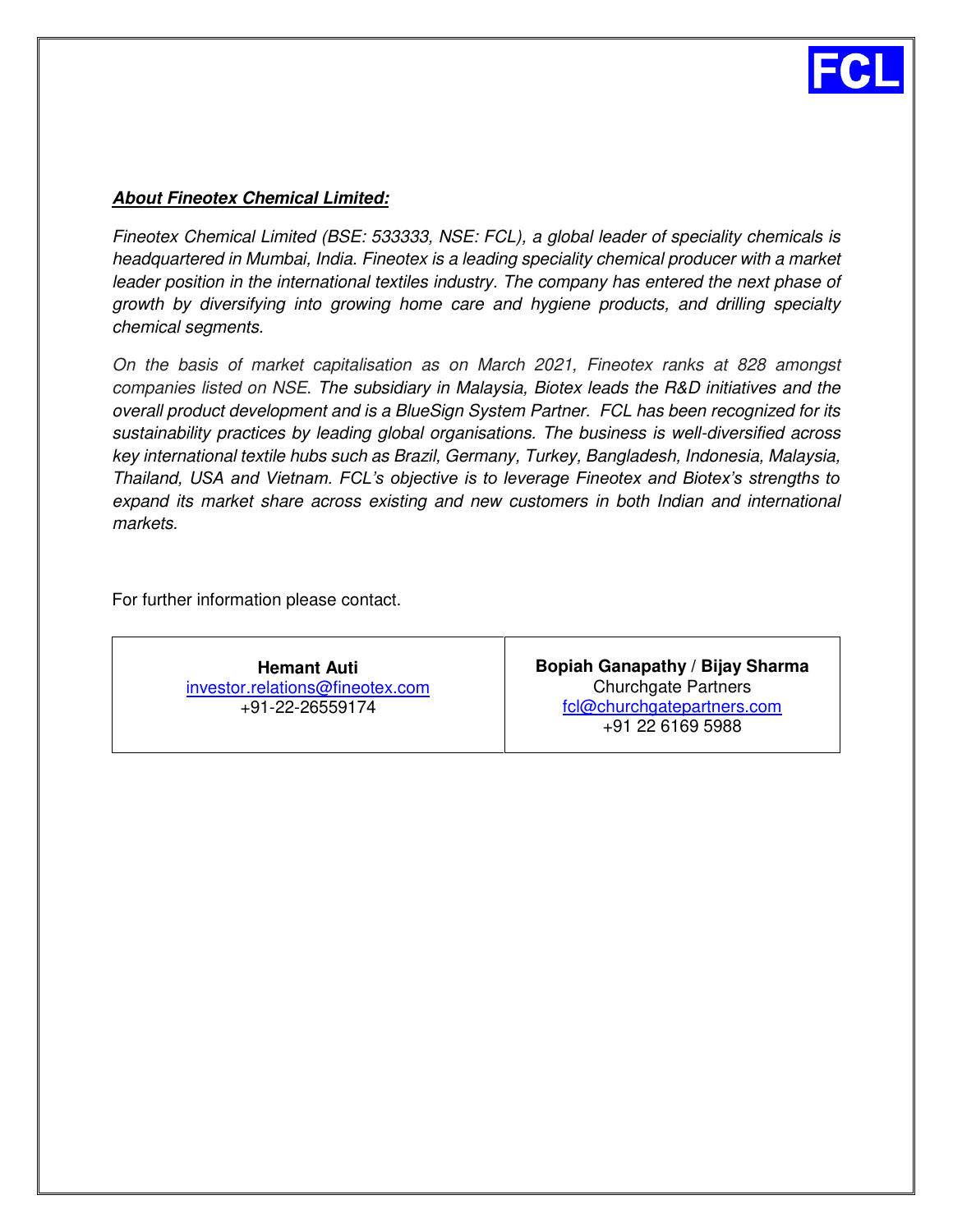***About Fineotex Chemical Limited:***

*Fineotex Chemical Limited (BSE: 533333, NSE: FCL), a global leader of speciality chemicals is headquartered in Mumbai, India. Fineotex is a leading speciality chemical producer with a market leader position in the international textiles industry. The company has entered the next phase of growth by diversifying into growing home care and hygiene products, and drilling specialty chemical segments.*

*On the basis of market capitalisation as on March 2021, Fineotex ranks at 828 amongst companies listed on NSE. The subsidiary in Malaysia, Biotex leads the R&D initiatives and the overall product development and is a BlueSign System Partner. FCL has been recognized for its sustainability practices by leading global organisations. The business is well-diversified across key international textile hubs such as Brazil, Germany, Turkey, Bangladesh, Indonesia, Malaysia, Thailand, USA and Vietnam. FCL's objective is to leverage Fineotex and Biotex's strengths to expand its market share across existing and new customers in both Indian and international markets.*

For further information please contact.

| | |
|---|---|
| **Hemant Auti**<br>investor.relations@fineotex.com<br>+91-22-26559174 | **Bopiah Ganapathy / Bijay Sharma**<br>Churchgate Partners<br>fcl@churchgatepartners.com<br>+91 22 6169 5988 |